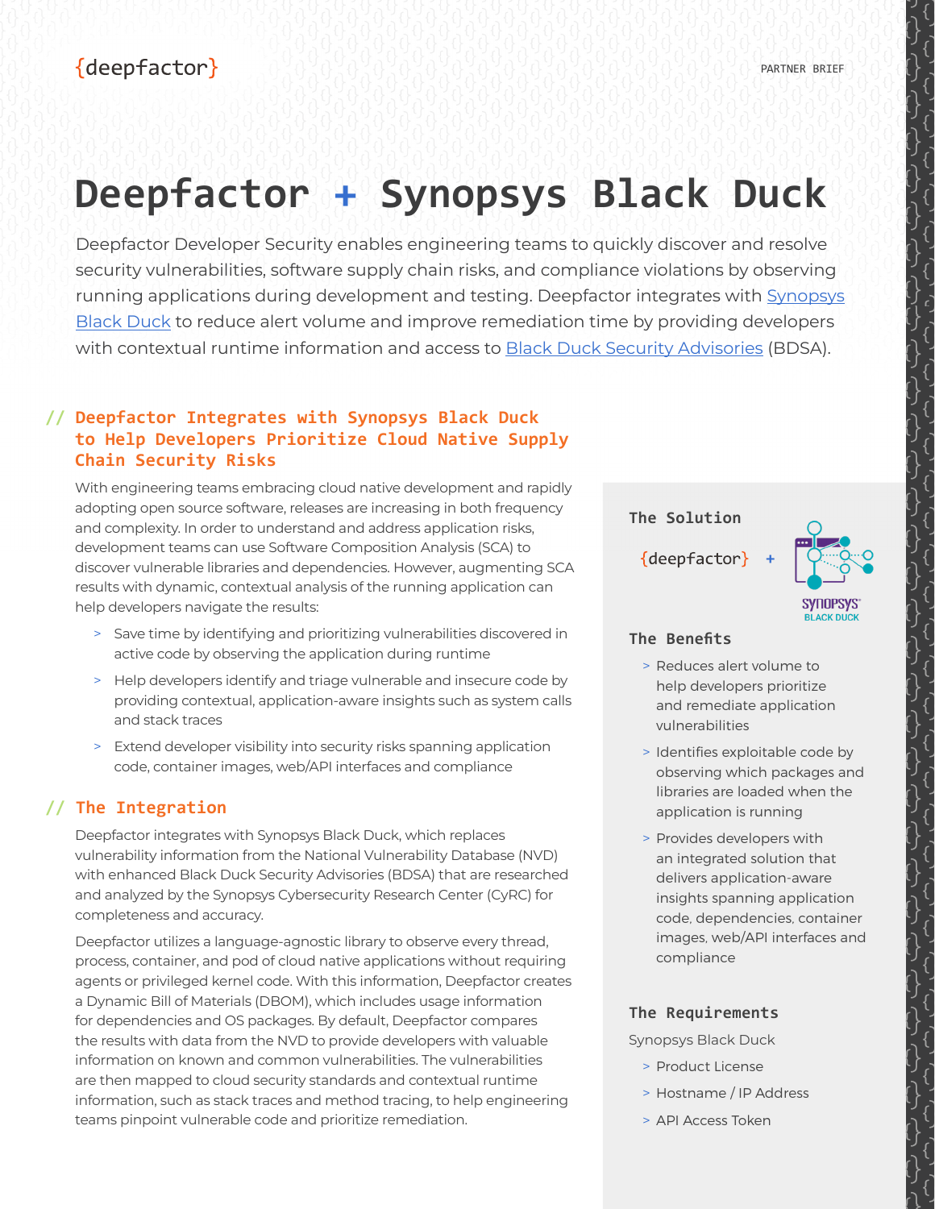{deepfactor}

PARTNER BRIEF

# Deepfactor + Synopsys Black Duck

Deepfactor Developer Security enables engineering teams to quickly discover and resolve security vulnerabilities, software supply chain risks, and compliance violations by observing running applications during development and testing. Deepfactor integrates with Synopsys Black Duck to reduce alert volume and improve remediation time by providing developers with contextual runtime information and access to Black Duck Security Advisories (BDSA).

## // Deepfactor Integrates with Synopsys Black Duck to Help Developers Prioritize Cloud Native Supply Chain Security Risks

With engineering teams embracing cloud native development and rapidly adopting open source software, releases are increasing in both frequency and complexity. In order to understand and address application risks, development teams can use Software Composition Analysis (SCA) to discover vulnerable libraries and dependencies. However, augmenting SCA results with dynamic, contextual analysis of the running application can help developers navigate the results:

- Save time by identifying and prioritizing vulnerabilities discovered in active code by observing the application during runtime
- Help developers identify and triage vulnerable and insecure code by providing contextual, application-aware insights such as system calls and stack traces
- Extend developer visibility into security risks spanning application code, container images, web/API interfaces and compliance

## // The Integration

Deepfactor integrates with Synopsys Black Duck, which replaces vulnerability information from the National Vulnerability Database (NVD) with enhanced Black Duck Security Advisories (BDSA) that are researched and analyzed by the Synopsys Cybersecurity Research Center (CyRC) for completeness and accuracy.

Deepfactor utilizes a language-agnostic library to observe every thread, process, container, and pod of cloud native applications without requiring agents or privileged kernel code. With this information, Deepfactor creates a Dynamic Bill of Materials (DBOM), which includes usage information for dependencies and OS packages. By default, Deepfactor compares the results with data from the NVD to provide developers with valuable information on known and common vulnerabilities. The vulnerabilities are then mapped to cloud security standards and contextual runtime information, such as stack traces and method tracing, to help engineering teams pinpoint vulnerable code and prioritize remediation.

### The Solution

{deepfactor} + Synopsys Black Duck

### The Benefits

- Reduces alert volume to help developers prioritize and remediate application vulnerabilities
- Identifies exploitable code by observing which packages and libraries are loaded when the application is running
- Provides developers with an integrated solution that delivers application-aware insights spanning application code, dependencies, container images, web/API interfaces and compliance

### The Requirements

Synopsys Black Duck

- Product License
- Hostname / IP Address
- API Access Token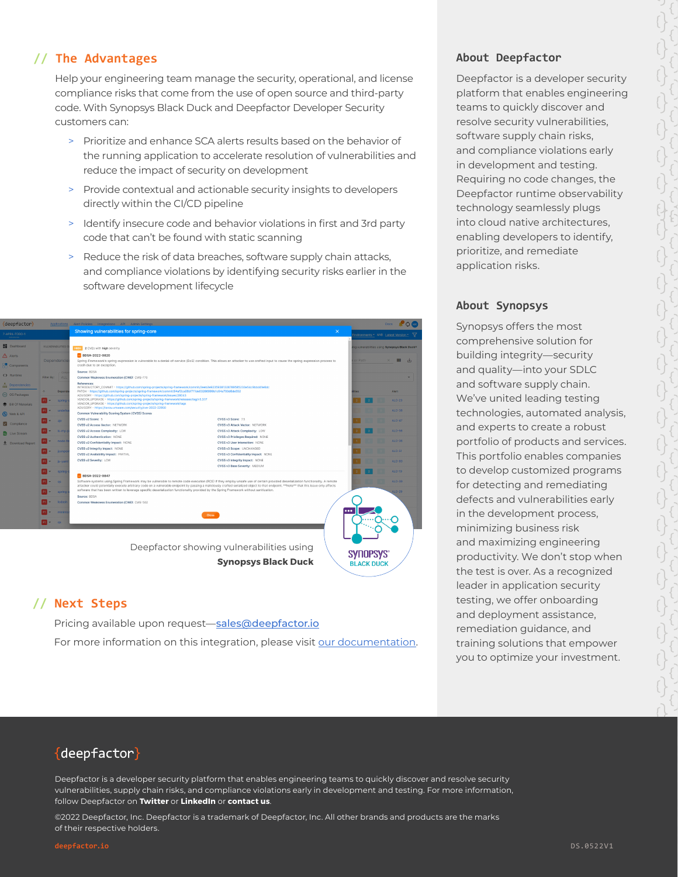## // The Advantages

Help your engineering team manage the security, operational, and license compliance risks that come from the use of open source and third-party code. With Synopsys Black Duck and Deepfactor Developer Security customers can:

- Prioritize and enhance SCA alerts results based on the behavior of the running application to accelerate resolution of vulnerabilities and reduce the impact of security on development
- Provide contextual and actionable security insights to developers directly within the CI/CD pipeline
- Identify insecure code and behavior violations in first and 3rd party code that can't be found with static scanning
- Reduce the risk of data breaches, software supply chain attacks, and compliance violations by identifying security risks earlier in the software development lifecycle

Deepfactor showing vulnerabilities using **Synopsys Black Duck**

## // Next Steps

Pricing available upon request—[sales@deepfactor.io](mailto:sales@deepfactor.io)

For more information on this integration, please visit [our documentation](#).

### About Deepfactor

Deepfactor is a developer security platform that enables engineering teams to quickly discover and resolve security vulnerabilities, software supply chain risks, and compliance violations early in development and testing. Requiring no code changes, the Deepfactor runtime observability technology seamlessly plugs into cloud native architectures, enabling developers to identify, prioritize, and remediate application risks.

### About Synopsys

Synopsys offers the most comprehensive solution for building integrity—security and quality—into your SDLC and software supply chain. We've united leading testing technologies, automated analysis, and experts to create a robust portfolio of products and services. This portfolio enables companies to develop customized programs for detecting and remediating defects and vulnerabilities early in the development process, minimizing business risk and maximizing engineering productivity. We don't stop when the test is over. As a recognized leader in application security testing, we offer onboarding and deployment assistance, remediation guidance, and training solutions that empower you to optimize your investment.

{deepfactor}

Deepfactor is a developer security platform that enables engineering teams to quickly discover and resolve security vulnerabilities, supply chain risks, and compliance violations early in development and testing. For more information, follow Deepfactor on **Twitter** or **LinkedIn** or **contact us**.

©2022 Deepfactor, Inc. Deepfactor is a trademark of Deepfactor, Inc. All other brands and products are the marks of their respective holders.

deepfactor.io

DS.0522V1